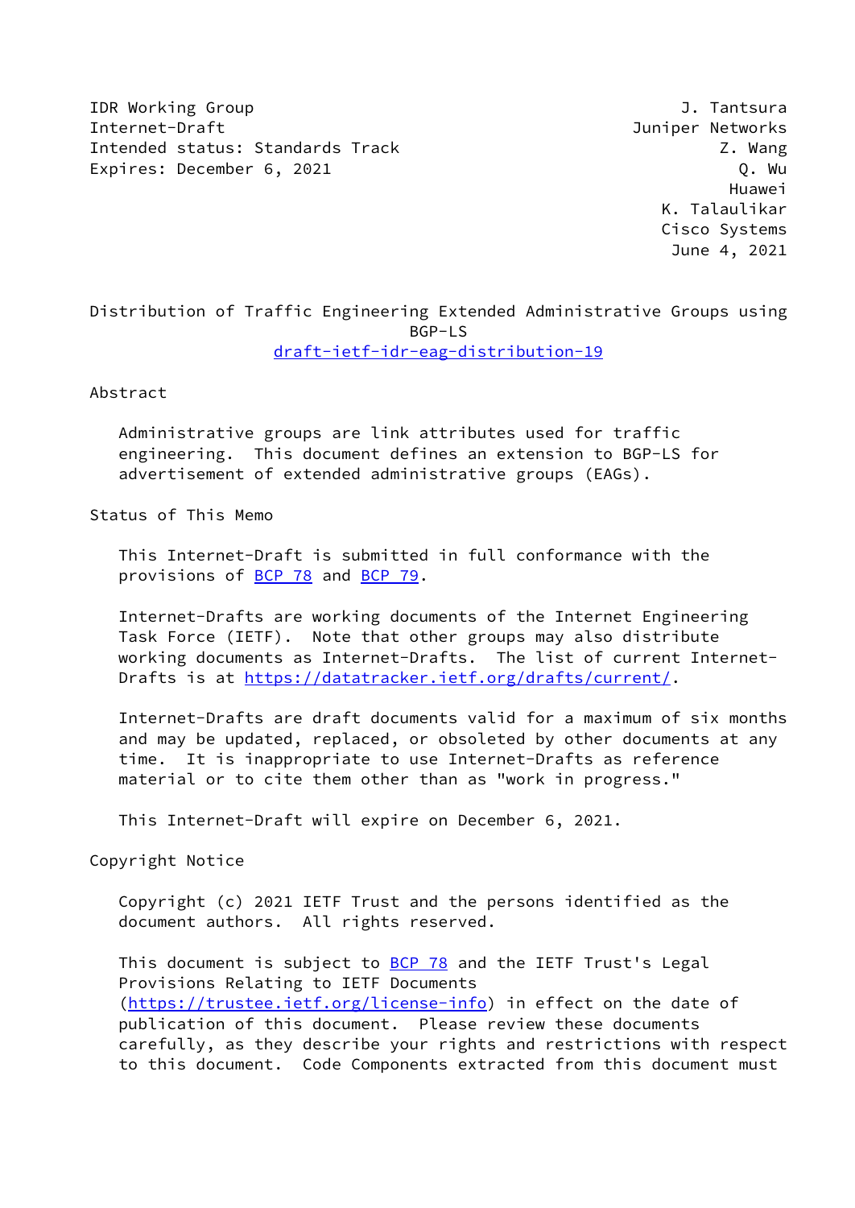IDR Working Group J. Tantsura
Internet-Draft Juniper Networks
Intended status: Standards Track Z. Wang
Expires: December 6, 2021 Q. Wu
Huawei
K. Talaulikar
Cisco Systems
June 4, 2021

# Distribution of Traffic Engineering Extended Administrative Groups using BGP-LS

draft-ietf-idr-eag-distribution-19

## Abstract

Administrative groups are link attributes used for traffic engineering. This document defines an extension to BGP-LS for advertisement of extended administrative groups (EAGs).

## Status of This Memo

This Internet-Draft is submitted in full conformance with the provisions of BCP 78 and BCP 79.

Internet-Drafts are working documents of the Internet Engineering Task Force (IETF). Note that other groups may also distribute working documents as Internet-Drafts. The list of current Internet-Drafts is at https://datatracker.ietf.org/drafts/current/.

Internet-Drafts are draft documents valid for a maximum of six months and may be updated, replaced, or obsoleted by other documents at any time. It is inappropriate to use Internet-Drafts as reference material or to cite them other than as "work in progress."

This Internet-Draft will expire on December 6, 2021.

## Copyright Notice

Copyright (c) 2021 IETF Trust and the persons identified as the document authors. All rights reserved.

This document is subject to BCP 78 and the IETF Trust's Legal Provisions Relating to IETF Documents (https://trustee.ietf.org/license-info) in effect on the date of publication of this document. Please review these documents carefully, as they describe your rights and restrictions with respect to this document. Code Components extracted from this document must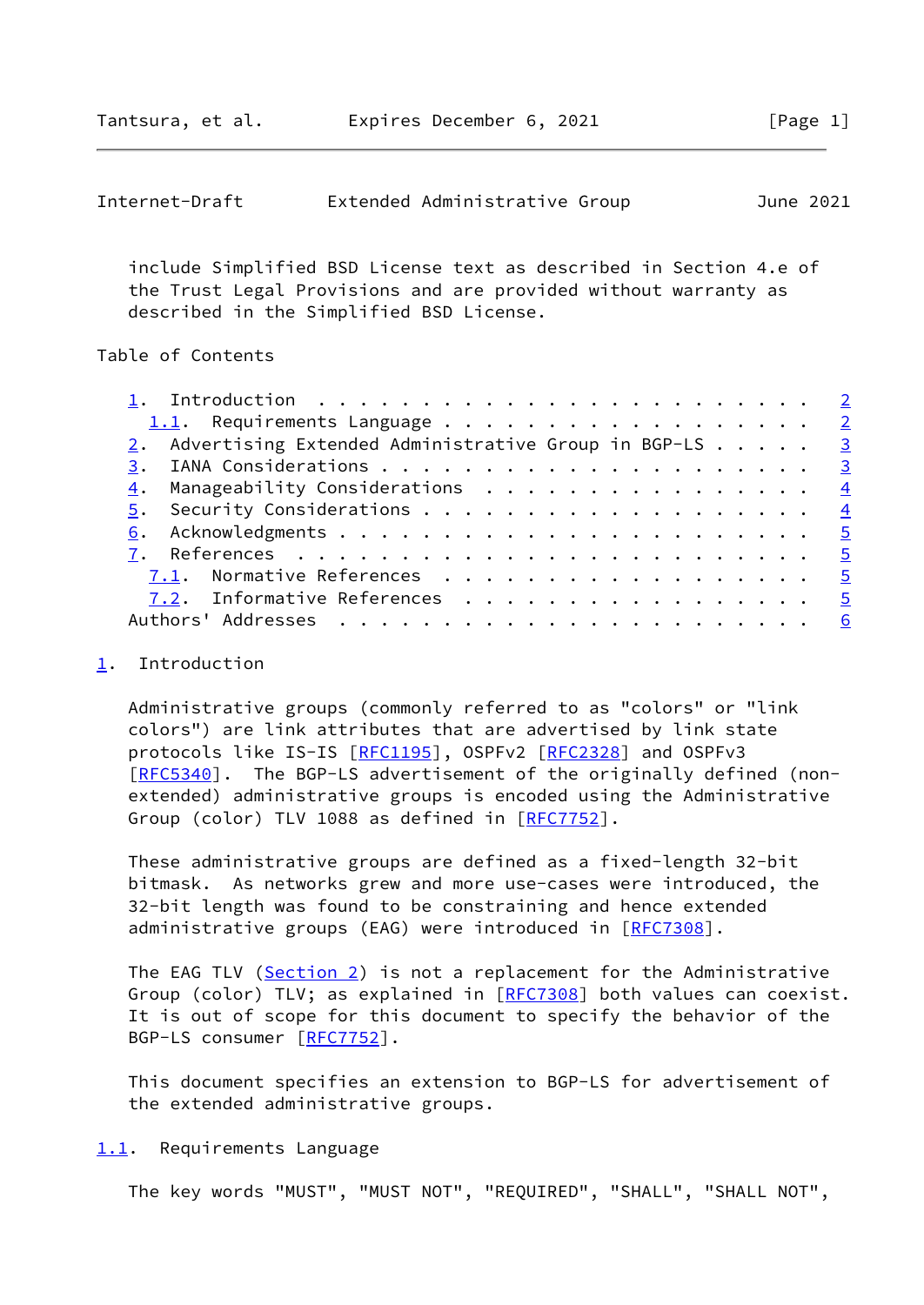include Simplified BSD License text as described in Section 4.e of the Trust Legal Provisions and are provided without warranty as described in the Simplified BSD License.

Table of Contents

1. Introduction . . . . . . . . . . . . . . . . . . . . . . . . 2
   1.1. Requirements Language . . . . . . . . . . . . . . . . . . 2
2. Advertising Extended Administrative Group in BGP-LS . . . . . 3
3. IANA Considerations . . . . . . . . . . . . . . . . . . . . . 3
4. Manageability Considerations . . . . . . . . . . . . . . . . 4
5. Security Considerations . . . . . . . . . . . . . . . . . . . 4
6. Acknowledgments . . . . . . . . . . . . . . . . . . . . . . . 5
7. References . . . . . . . . . . . . . . . . . . . . . . . . . 5
   7.1. Normative References . . . . . . . . . . . . . . . . . . 5
   7.2. Informative References . . . . . . . . . . . . . . . . . 5
Authors' Addresses . . . . . . . . . . . . . . . . . . . . . . . 6

# 1. Introduction

Administrative groups (commonly referred to as "colors" or "link colors") are link attributes that are advertised by link state protocols like IS-IS [RFC1195], OSPFv2 [RFC2328] and OSPFv3 [RFC5340]. The BGP-LS advertisement of the originally defined (non-extended) administrative groups is encoded using the Administrative Group (color) TLV 1088 as defined in [RFC7752].

These administrative groups are defined as a fixed-length 32-bit bitmask. As networks grew and more use-cases were introduced, the 32-bit length was found to be constraining and hence extended administrative groups (EAG) were introduced in [RFC7308].

The EAG TLV (Section 2) is not a replacement for the Administrative Group (color) TLV; as explained in [RFC7308] both values can coexist. It is out of scope for this document to specify the behavior of the BGP-LS consumer [RFC7752].

This document specifies an extension to BGP-LS for advertisement of the extended administrative groups.

## 1.1. Requirements Language

The key words "MUST", "MUST NOT", "REQUIRED", "SHALL", "SHALL NOT",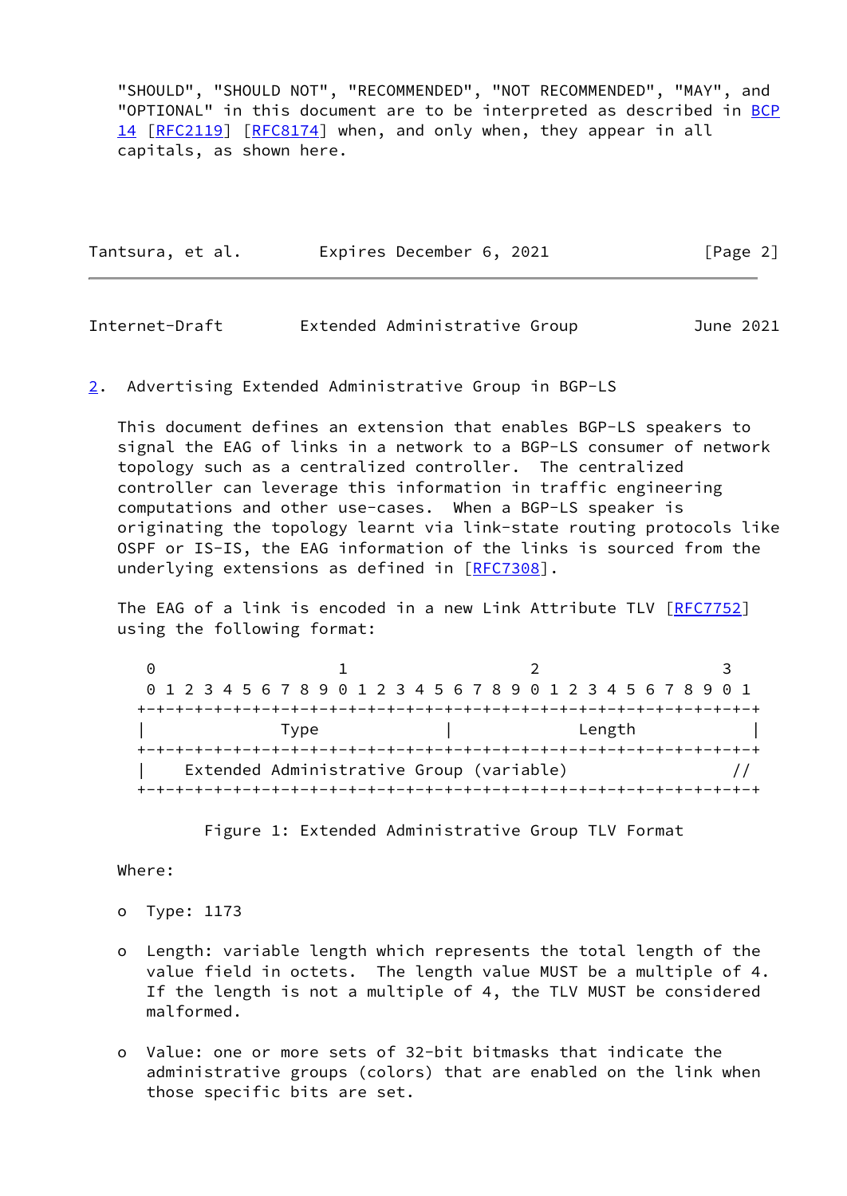"SHOULD", "SHOULD NOT", "RECOMMENDED", "NOT RECOMMENDED", "MAY", and "OPTIONAL" in this document are to be interpreted as described in BCP 14 [RFC2119] [RFC8174] when, and only when, they appear in all capitals, as shown here.

## 2. Advertising Extended Administrative Group in BGP-LS

This document defines an extension that enables BGP-LS speakers to signal the EAG of links in a network to a BGP-LS consumer of network topology such as a centralized controller. The centralized controller can leverage this information in traffic engineering computations and other use-cases. When a BGP-LS speaker is originating the topology learnt via link-state routing protocols like OSPF or IS-IS, the EAG information of the links is sourced from the underlying extensions as defined in [RFC7308].

The EAG of a link is encoded in a new Link Attribute TLV [RFC7752] using the following format:

```
 0                   1                   2                   3
 0 1 2 3 4 5 6 7 8 9 0 1 2 3 4 5 6 7 8 9 0 1 2 3 4 5 6 7 8 9 0 1
+-+-+-+-+-+-+-+-+-+-+-+-+-+-+-+-+-+-+-+-+-+-+-+-+-+-+-+-+-+-+-+-+
|              Type             |             Length            |
+-+-+-+-+-+-+-+-+-+-+-+-+-+-+-+-+-+-+-+-+-+-+-+-+-+-+-+-+-+-+-+-+
|    Extended Administrative Group (variable)                  //
+-+-+-+-+-+-+-+-+-+-+-+-+-+-+-+-+-+-+-+-+-+-+-+-+-+-+-+-+-+-+-+-+
```

Figure 1: Extended Administrative Group TLV Format

Where:

- Type: 1173
- Length: variable length which represents the total length of the value field in octets. The length value MUST be a multiple of 4. If the length is not a multiple of 4, the TLV MUST be considered malformed.
- Value: one or more sets of 32-bit bitmasks that indicate the administrative groups (colors) that are enabled on the link when those specific bits are set.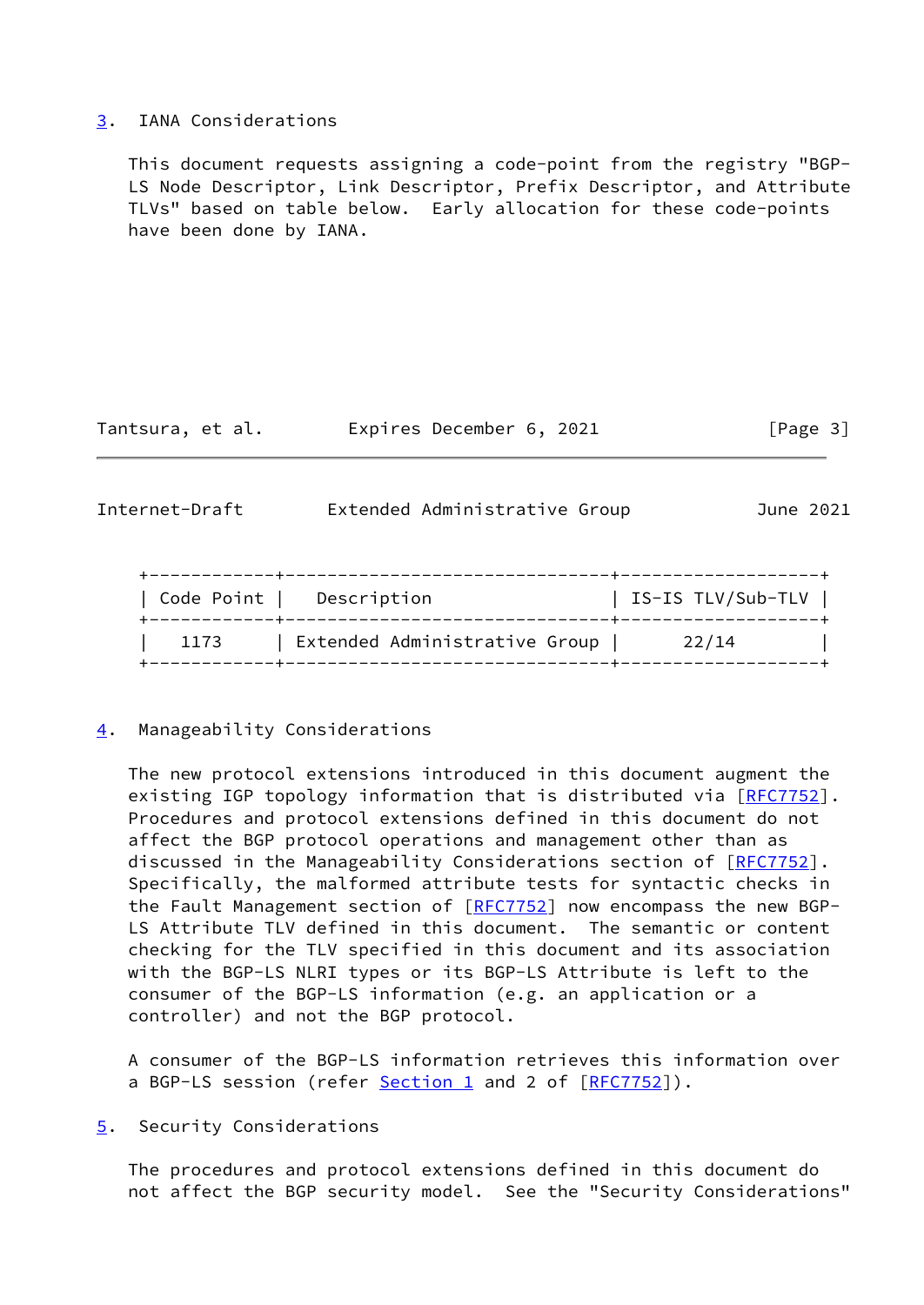## 3. IANA Considerations

This document requests assigning a code-point from the registry "BGP-LS Node Descriptor, Link Descriptor, Prefix Descriptor, and Attribute TLVs" based on table below. Early allocation for these code-points have been done by IANA.

| Code Point | Description | IS-IS TLV/Sub-TLV |
|---|---|---|
| 1173 | Extended Administrative Group | 22/14 |

## 4. Manageability Considerations

The new protocol extensions introduced in this document augment the existing IGP topology information that is distributed via [RFC7752]. Procedures and protocol extensions defined in this document do not affect the BGP protocol operations and management other than as discussed in the Manageability Considerations section of [RFC7752]. Specifically, the malformed attribute tests for syntactic checks in the Fault Management section of [RFC7752] now encompass the new BGP-LS Attribute TLV defined in this document. The semantic or content checking for the TLV specified in this document and its association with the BGP-LS NLRI types or its BGP-LS Attribute is left to the consumer of the BGP-LS information (e.g. an application or a controller) and not the BGP protocol.

A consumer of the BGP-LS information retrieves this information over a BGP-LS session (refer Section 1 and 2 of [RFC7752]).

## 5. Security Considerations

The procedures and protocol extensions defined in this document do not affect the BGP security model. See the "Security Considerations"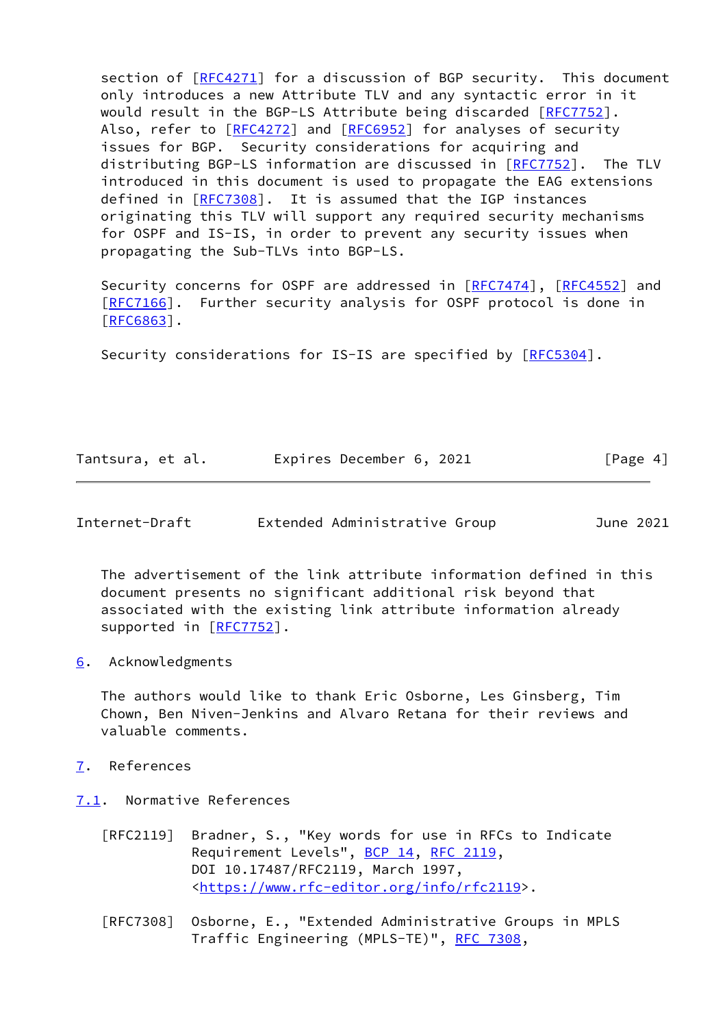section of [RFC4271] for a discussion of BGP security. This document only introduces a new Attribute TLV and any syntactic error in it would result in the BGP-LS Attribute being discarded [RFC7752]. Also, refer to [RFC4272] and [RFC6952] for analyses of security issues for BGP. Security considerations for acquiring and distributing BGP-LS information are discussed in [RFC7752]. The TLV introduced in this document is used to propagate the EAG extensions defined in [RFC7308]. It is assumed that the IGP instances originating this TLV will support any required security mechanisms for OSPF and IS-IS, in order to prevent any security issues when propagating the Sub-TLVs into BGP-LS.

Security concerns for OSPF are addressed in [RFC7474], [RFC4552] and [RFC7166]. Further security analysis for OSPF protocol is done in [RFC6863].

Security considerations for IS-IS are specified by [RFC5304].

The advertisement of the link attribute information defined in this document presents no significant additional risk beyond that associated with the existing link attribute information already supported in [RFC7752].

## 6. Acknowledgments

The authors would like to thank Eric Osborne, Les Ginsberg, Tim Chown, Ben Niven-Jenkins and Alvaro Retana for their reviews and valuable comments.

## 7. References

### 7.1. Normative References

[RFC2119] Bradner, S., "Key words for use in RFCs to Indicate Requirement Levels", BCP 14, RFC 2119, DOI 10.17487/RFC2119, March 1997, <https://www.rfc-editor.org/info/rfc2119>.

[RFC7308] Osborne, E., "Extended Administrative Groups in MPLS Traffic Engineering (MPLS-TE)", RFC 7308,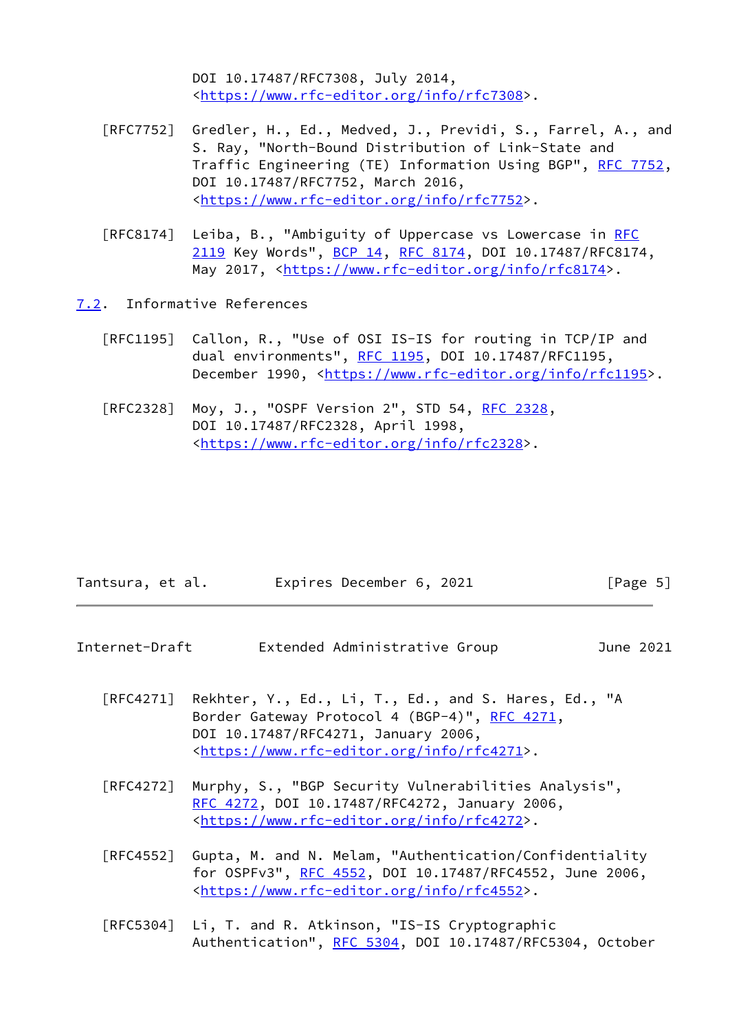DOI 10.17487/RFC7308, July 2014, <https://www.rfc-editor.org/info/rfc7308>.

[RFC7752] Gredler, H., Ed., Medved, J., Previdi, S., Farrel, A., and S. Ray, "North-Bound Distribution of Link-State and Traffic Engineering (TE) Information Using BGP", RFC 7752, DOI 10.17487/RFC7752, March 2016, <https://www.rfc-editor.org/info/rfc7752>.

[RFC8174] Leiba, B., "Ambiguity of Uppercase vs Lowercase in RFC 2119 Key Words", BCP 14, RFC 8174, DOI 10.17487/RFC8174, May 2017, <https://www.rfc-editor.org/info/rfc8174>.

### 7.2. Informative References

[RFC1195] Callon, R., "Use of OSI IS-IS for routing in TCP/IP and dual environments", RFC 1195, DOI 10.17487/RFC1195, December 1990, <https://www.rfc-editor.org/info/rfc1195>.

[RFC2328] Moy, J., "OSPF Version 2", STD 54, RFC 2328, DOI 10.17487/RFC2328, April 1998, <https://www.rfc-editor.org/info/rfc2328>.

[RFC4271] Rekhter, Y., Ed., Li, T., Ed., and S. Hares, Ed., "A Border Gateway Protocol 4 (BGP-4)", RFC 4271, DOI 10.17487/RFC4271, January 2006, <https://www.rfc-editor.org/info/rfc4271>.

[RFC4272] Murphy, S., "BGP Security Vulnerabilities Analysis", RFC 4272, DOI 10.17487/RFC4272, January 2006, <https://www.rfc-editor.org/info/rfc4272>.

[RFC4552] Gupta, M. and N. Melam, "Authentication/Confidentiality for OSPFv3", RFC 4552, DOI 10.17487/RFC4552, June 2006, <https://www.rfc-editor.org/info/rfc4552>.

[RFC5304] Li, T. and R. Atkinson, "IS-IS Cryptographic Authentication", RFC 5304, DOI 10.17487/RFC5304, October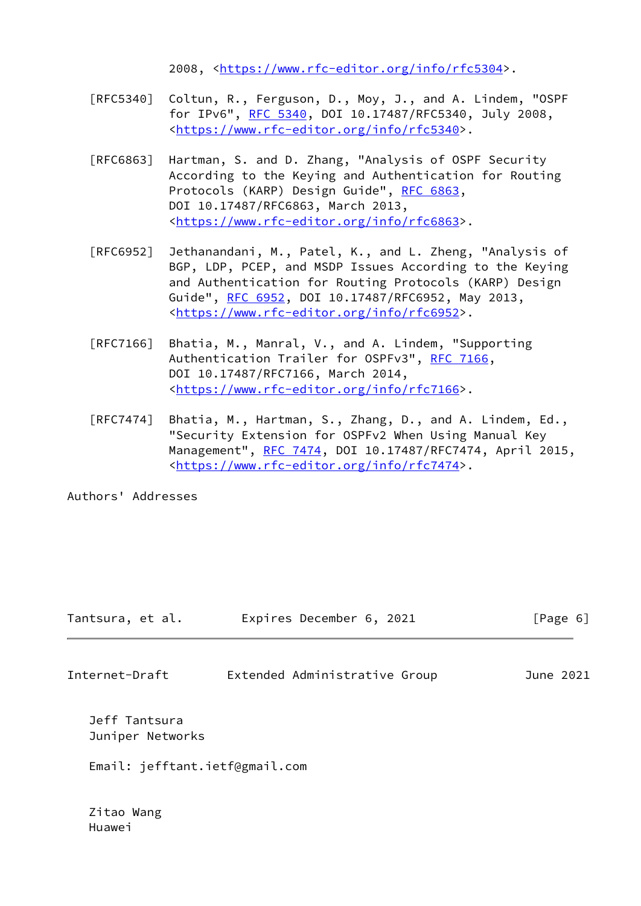2008, <https://www.rfc-editor.org/info/rfc5304>.

[RFC5340] Coltun, R., Ferguson, D., Moy, J., and A. Lindem, "OSPF for IPv6", RFC 5340, DOI 10.17487/RFC5340, July 2008, <https://www.rfc-editor.org/info/rfc5340>.

[RFC6863] Hartman, S. and D. Zhang, "Analysis of OSPF Security According to the Keying and Authentication for Routing Protocols (KARP) Design Guide", RFC 6863, DOI 10.17487/RFC6863, March 2013, <https://www.rfc-editor.org/info/rfc6863>.

[RFC6952] Jethanandani, M., Patel, K., and L. Zheng, "Analysis of BGP, LDP, PCEP, and MSDP Issues According to the Keying and Authentication for Routing Protocols (KARP) Design Guide", RFC 6952, DOI 10.17487/RFC6952, May 2013, <https://www.rfc-editor.org/info/rfc6952>.

[RFC7166] Bhatia, M., Manral, V., and A. Lindem, "Supporting Authentication Trailer for OSPFv3", RFC 7166, DOI 10.17487/RFC7166, March 2014, <https://www.rfc-editor.org/info/rfc7166>.

[RFC7474] Bhatia, M., Hartman, S., Zhang, D., and A. Lindem, Ed., "Security Extension for OSPFv2 When Using Manual Key Management", RFC 7474, DOI 10.17487/RFC7474, April 2015, <https://www.rfc-editor.org/info/rfc7474>.

Authors' Addresses

Jeff Tantsura
Juniper Networks

Email: jefftant.ietf@gmail.com

Zitao Wang
Huawei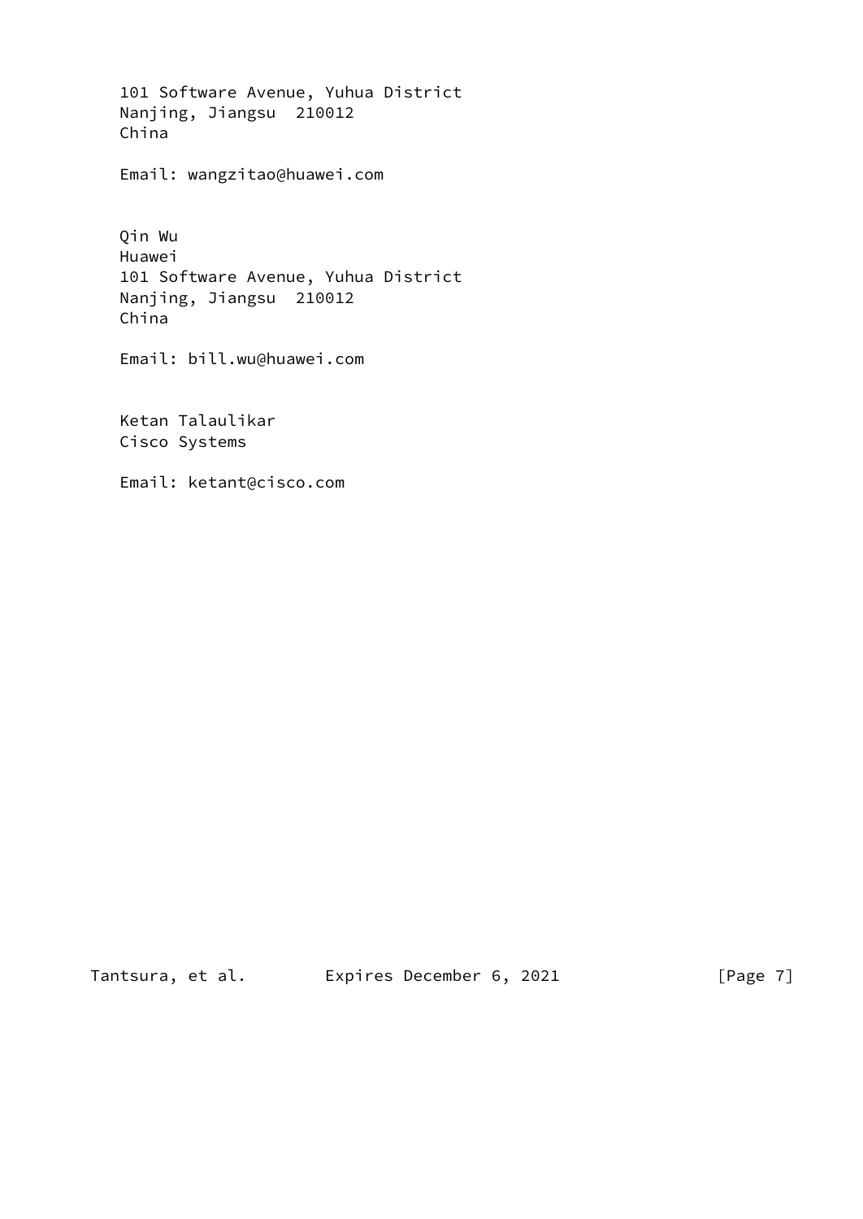101 Software Avenue, Yuhua District
Nanjing, Jiangsu  210012
China

Email: wangzitao@huawei.com

Qin Wu
Huawei
101 Software Avenue, Yuhua District
Nanjing, Jiangsu  210012
China

Email: bill.wu@huawei.com

Ketan Talaulikar
Cisco Systems

Email: ketant@cisco.com